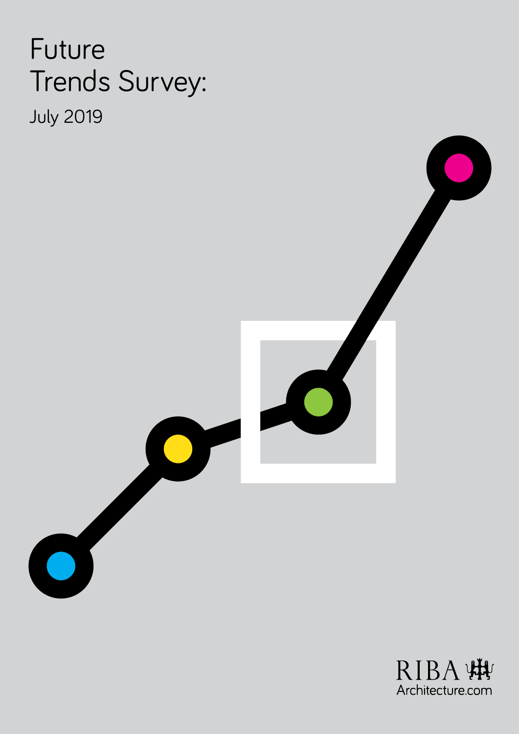# Future Trends Survey:

July 2019

RIBA

Architecture.com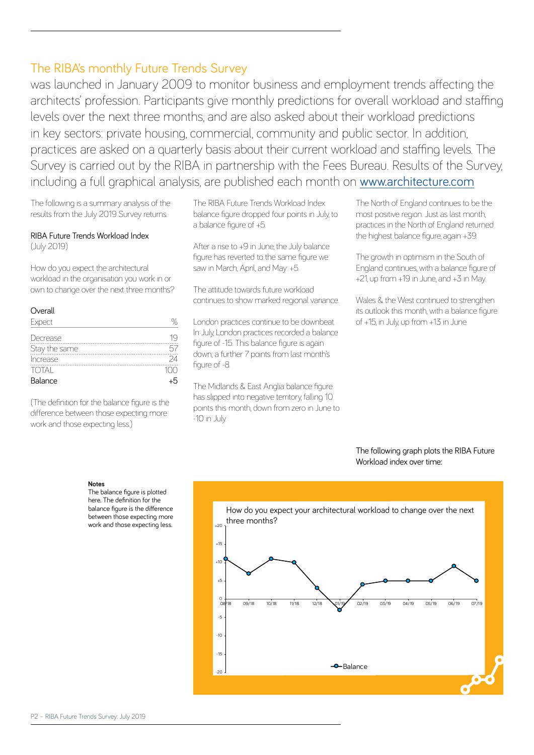## The RIBA's monthly Future Trends Survey

was launched in January 2009 to monitor business and employment trends affecting the architects' profession. Participants give monthly predictions for overall workload and staffing levels over the next three months, and are also asked about their workload predictions in key sectors: private housing, commercial, community and public sector. In addition, practices are asked on a quarterly basis about their current workload and staffing levels. The Survey is carried out by the RIBA in partnership with the Fees Bureau. Results of the Survey, including a full graphical analysis, are published each month on www.architecture.com

The following is a summary analysis of the results from the July 2019 Survey returns.

RIBA Future Trends Workload Index
(July 2019)

How do you expect the architectural workload in the organisation you work in or own to change over the next three months?

**Overall**

| Expect | % |
|---|---|
| Decrease | 19 |
| Stay the same | 57 |
| Increase | 24 |
| TOTAL | 100 |
| Balance | +5 |

(The definition for the balance figure is the difference between those expecting more work and those expecting less.)

The RIBA Future Trends Workload Index balance figure dropped four points in July, to a balance figure of +5.

After a rise to +9 in June, the July balance figure has reverted to the same figure we saw in March, April, and May: +5.

The attitude towards future workload continues to show marked regional variance.

London practices continue to be downbeat. In July, London practices recorded a balance figure of -15. This balance figure is again down, a further 7 points from last month's figure of -8.

The Midlands & East Anglia balance figure has slipped into negative territory, falling 10 points this month, down from zero in June to -10 in July.

The North of England continues to be the most positive region. Just as last month, practices in the North of England returned the highest balance figure, again +39.

The growth in optimism in the South of England continues, with a balance figure of +21, up from +19 in June, and +3 in May.

Wales & the West continued to strengthen its outlook this month, with a balance figure of +15, in July, up from +13 in June.

The following graph plots the RIBA Future Workload index over time:

**Notes**
The balance figure is plotted here. The definition for the balance figure is the difference between those expecting more work and those expecting less.

How do you expect your architectural workload to change over the next three months?

| Month | Balance |
|---|---|
| 08/18 | +11 |
| 09/18 | +7 |
| 10/18 | +11 |
| 11/18 | +10 |
| 12/18 | +3 |
| 01/19 | -3 |
| 02/19 | +4 |
| 03/19 | +5 |
| 04/19 | +5 |
| 05/19 | +5 |
| 06/19 | +9 |
| 07/19 | +5 |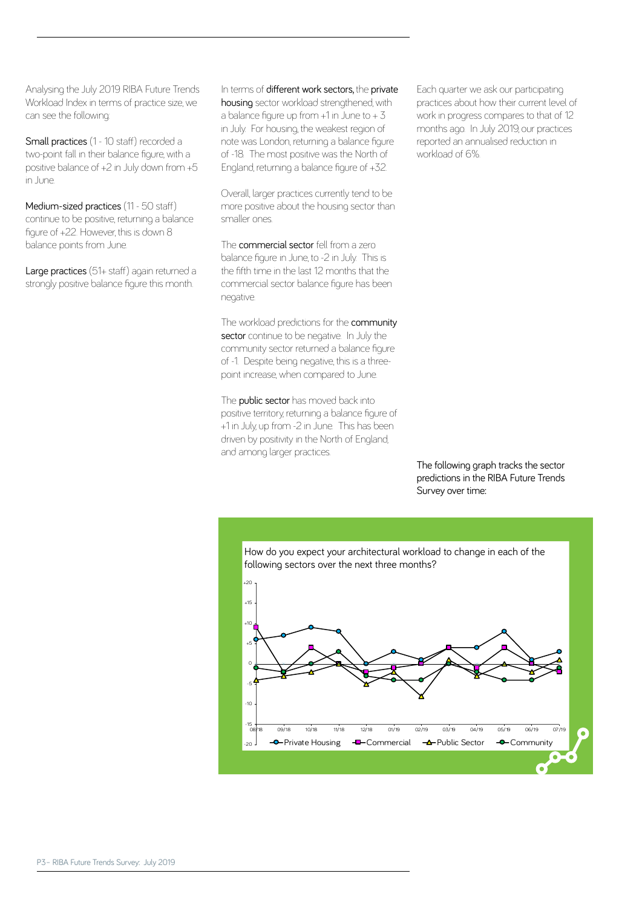Analysing the July 2019 RIBA Future Trends Workload Index in terms of practice size, we can see the following:

**Small practices** (1 - 10 staff) recorded a two-point fall in their balance figure, with a positive balance of +2 in July down from +5 in June.

**Medium-sized practices** (11 - 50 staff) continue to be positive, returning a balance figure of +22. However, this is down 8 balance points from June.

**Large practices** (51+ staff) again returned a strongly positive balance figure this month.

In terms of **different work sectors,** the **private housing** sector workload strengthened, with a balance figure up from +1 in June to + 3 in July. For housing, the weakest region of note was London, returning a balance figure of -18. The most positive was the North of England, returning a balance figure of +32.

Overall, larger practices currently tend to be more positive about the housing sector than smaller ones.

The **commercial sector** fell from a zero balance figure in June, to -2 in July. This is the fifth time in the last 12 months that the commercial sector balance figure has been negative.

The workload predictions for the **community sector** continue to be negative. In July the community sector returned a balance figure of -1. Despite being negative, this is a three-point increase, when compared to June.

The **public sector** has moved back into positive territory, returning a balance figure of +1 in July, up from -2 in June. This has been driven by positivity in the North of England, and among larger practices.

Each quarter we ask our participating practices about how their current level of work in progress compares to that of 12 months ago. In July 2019, our practices reported an annualised reduction in workload of 6%.

The following graph tracks the sector predictions in the RIBA Future Trends Survey over time:

How do you expect your architectural workload to change in each of the following sectors over the next three months?

| | 08/18 | 09/18 | 10/18 | 11/18 | 12/18 | 01/19 | 02/19 | 03/19 | 04/19 | 05/19 | 06/19 | 07/19 |
|---|---|---|---|---|---|---|---|---|---|---|---|---|
| Private Housing | +6 | +7 | +9 | +8 | 0 | +3 | +1 | +4 | +4 | +8 | +1 | +3 |
| Commercial | +9 | -2 | +4 | 0 | -2 | -1 | 0 | +4 | -1 | +4 | 0 | -2 |
| Public Sector | -4 | -3 | -2 | 0 | -5 | -2 | -8 | +1 | -3 | 0 | -2 | +1 |
| Community | -1 | -2 | 0 | +3 | -3 | -4 | -4 | 0 | -2 | -4 | -4 | -1 |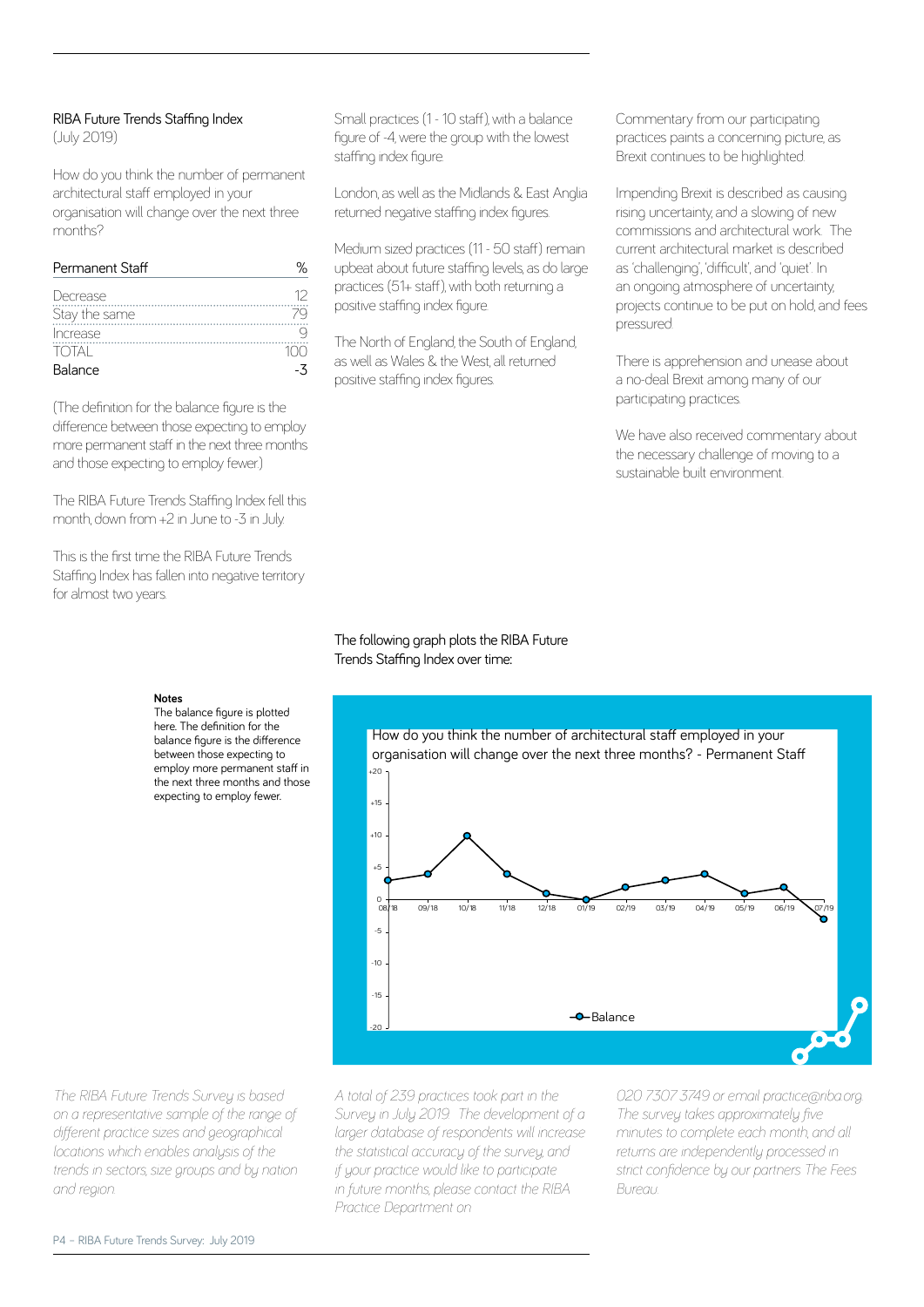## RIBA Future Trends Staffing Index
(July 2019)

How do you think the number of permanent architectural staff employed in your organisation will change over the next three months?

| Permanent Staff | % |
|---|---|
| Decrease | 12 |
| Stay the same | 79 |
| Increase | 9 |
| TOTAL | 100 |
| Balance | -3 |

(The definition for the balance figure is the difference between those expecting to employ more permanent staff in the next three months and those expecting to employ fewer.)

The RIBA Future Trends Staffing Index fell this month, down from +2 in June to -3 in July.

This is the first time the RIBA Future Trends Staffing Index has fallen into negative territory for almost two years.

Small practices (1 - 10 staff), with a balance figure of -4, were the group with the lowest staffing index figure.

London, as well as the Midlands & East Anglia returned negative staffing index figures.

Medium sized practices (11 - 50 staff) remain upbeat about future staffing levels, as do large practices (51+ staff), with both returning a positive staffing index figure.

The North of England, the South of England, as well as Wales & the West, all returned positive staffing index figures.

Commentary from our participating practices paints a concerning picture, as Brexit continues to be highlighted.

Impending Brexit is described as causing rising uncertainty, and a slowing of new commissions and architectural work. The current architectural market is described as 'challenging', 'difficult', and 'quiet'. In an ongoing atmosphere of uncertainty, projects continue to be put on hold, and fees pressured.

There is apprehension and unease about a no-deal Brexit among many of our participating practices.

We have also received commentary about the necessary challenge of moving to a sustainable built environment.

The following graph plots the RIBA Future Trends Staffing Index over time:

**Notes**
The balance figure is plotted here. The definition for the balance figure is the difference between those expecting to employ more permanent staff in the next three months and those expecting to employ fewer.

How do you think the number of architectural staff employed in your organisation will change over the next three months? - Permanent Staff

+20
+15
+10
+5
0
-5
-10
-15
-20

08/18 09/18 10/18 11/18 12/18 01/19 02/19 03/19 04/19 05/19 06/19 07/19

Balance

*The RIBA Future Trends Survey is based on a representative sample of the range of different practice sizes and geographical locations which enables analysis of the trends in sectors, size groups and by nation and region.*

*A total of 239 practices took part in the Survey in July 2019. The development of a larger database of respondents will increase the statistical accuracy of the survey, and if your practice would like to participate in future months, please contact the RIBA Practice Department on 020 7307 3749 or email practice@riba.org. The survey takes approximately five minutes to complete each month, and all returns are independently processed in strict confidence by our partners The Fees Bureau.*